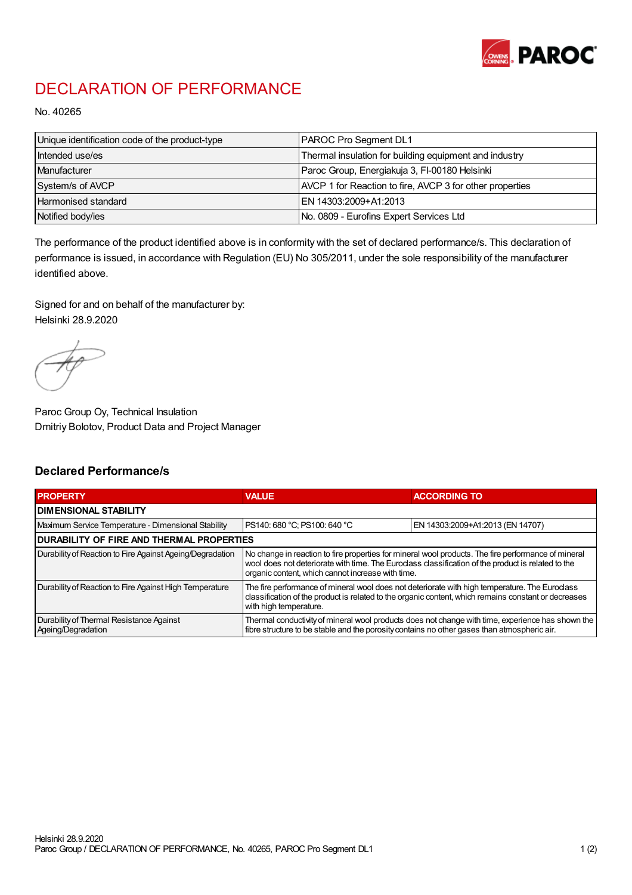# DECLARATION OF PERFORMANCE

No. 40265

| Unique identification code of the product-type | PAROC Pro Segment DL1 |
|---|---|
| Intended use/es | Thermal insulation for building equipment and industry |
| Manufacturer | Paroc Group, Energiakuja 3, FI-00180 Helsinki |
| System/s of AVCP | AVCP 1 for Reaction to fire, AVCP 3 for other properties |
| Harmonised standard | EN 14303:2009+A1:2013 |
| Notified body/ies | No. 0809 - Eurofins Expert Services Ltd |

The performance of the product identified above is in conformity with the set of declared performance/s. This declaration of performance is issued, in accordance with Regulation (EU) No 305/2011, under the sole responsibility of the manufacturer identified above.

Signed for and on behalf of the manufacturer by:
Helsinki 28.9.2020

Paroc Group Oy, Technical Insulation
Dmitriy Bolotov, Product Data and Project Manager

## Declared Performance/s

| PROPERTY | VALUE | ACCORDING TO |
|---|---|---|
| **DIMENSIONAL STABILITY** | | |
| Maximum Service Temperature - Dimensional Stability | PS140: 680 °C; PS100: 640 °C | EN 14303:2009+A1:2013 (EN 14707) |
| **DURABILITY OF FIRE AND THERMAL PROPERTIES** | | |
| Durability of Reaction to Fire Against Ageing/Degradation | No change in reaction to fire properties for mineral wool products. The fire performance of mineral wool does not deteriorate with time. The Euroclass classification of the product is related to the organic content, which cannot increase with time. | |
| Durability of Reaction to Fire Against High Temperature | The fire performance of mineral wool does not deteriorate with high temperature. The Euroclass classification of the product is related to the organic content, which remains constant or decreases with high temperature. | |
| Durability of Thermal Resistance Against Ageing/Degradation | Thermal conductivity of mineral wool products does not change with time, experience has shown the fibre structure to be stable and the porosity contains no other gases than atmospheric air. | |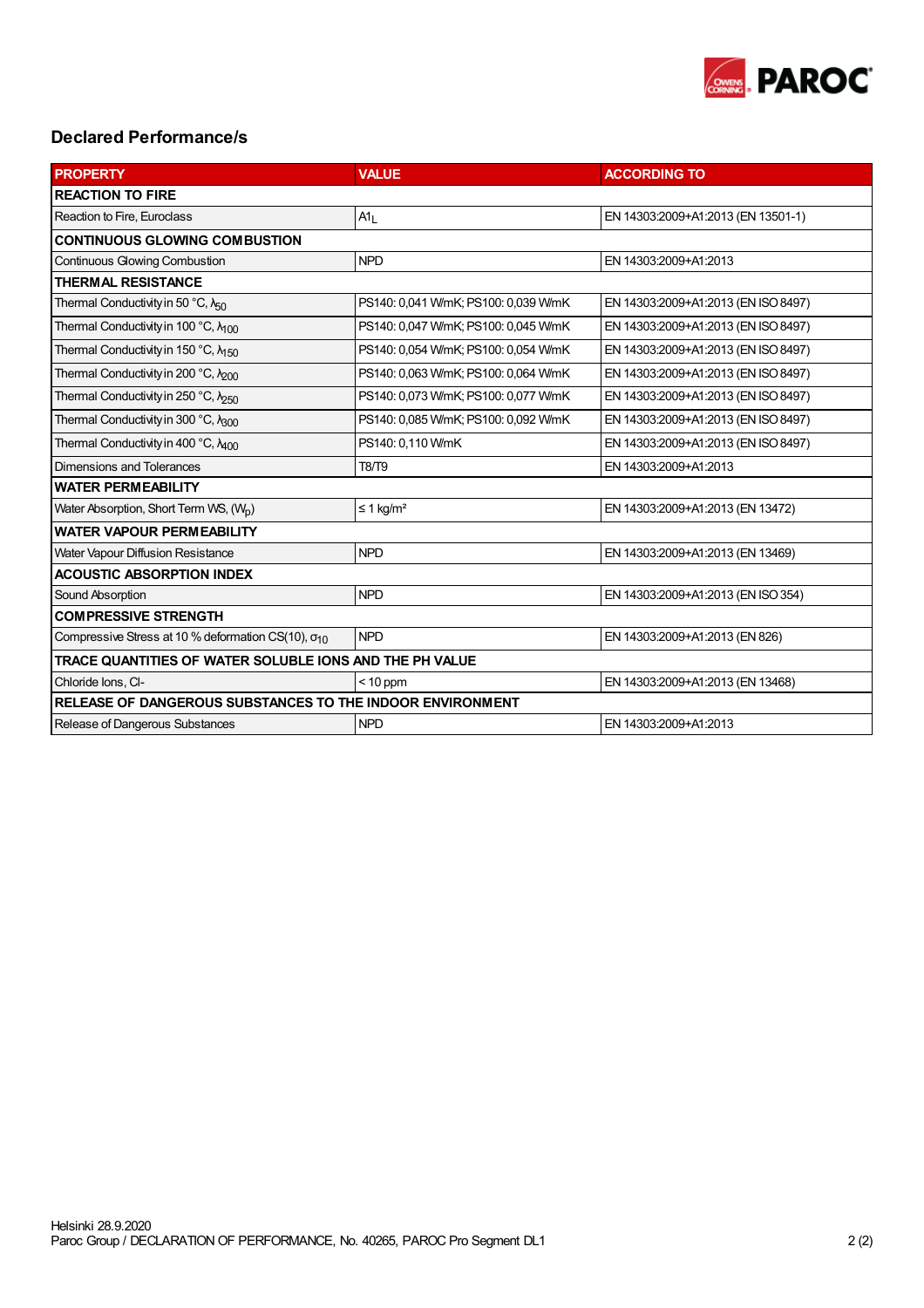## Declared Performance/s

| PROPERTY | VALUE | ACCORDING TO |
|---|---|---|
| **REACTION TO FIRE** | | |
| Reaction to Fire, Euroclass | $A1_L$ | EN 14303:2009+A1:2013 (EN 13501-1) |
| **CONTINUOUS GLOWING COMBUSTION** | | |
| Continuous Glowing Combustion | NPD | EN 14303:2009+A1:2013 |
| **THERMAL RESISTANCE** | | |
| Thermal Conductivity in 50 °C, $\lambda_{50}$ | PS140: 0,041 W/mK; PS100: 0,039 W/mK | EN 14303:2009+A1:2013 (EN ISO 8497) |
| Thermal Conductivity in 100 °C, $\lambda_{100}$ | PS140: 0,047 W/mK; PS100: 0,045 W/mK | EN 14303:2009+A1:2013 (EN ISO 8497) |
| Thermal Conductivity in 150 °C, $\lambda_{150}$ | PS140: 0,054 W/mK; PS100: 0,054 W/mK | EN 14303:2009+A1:2013 (EN ISO 8497) |
| Thermal Conductivity in 200 °C, $\lambda_{200}$ | PS140: 0,063 W/mK; PS100: 0,064 W/mK | EN 14303:2009+A1:2013 (EN ISO 8497) |
| Thermal Conductivity in 250 °C, $\lambda_{250}$ | PS140: 0,073 W/mK; PS100: 0,077 W/mK | EN 14303:2009+A1:2013 (EN ISO 8497) |
| Thermal Conductivity in 300 °C, $\lambda_{300}$ | PS140: 0,085 W/mK; PS100: 0,092 W/mK | EN 14303:2009+A1:2013 (EN ISO 8497) |
| Thermal Conductivity in 400 °C, $\lambda_{400}$ | PS140: 0,110 W/mK | EN 14303:2009+A1:2013 (EN ISO 8497) |
| Dimensions and Tolerances | T8/T9 | EN 14303:2009+A1:2013 |
| **WATER PERMEABILITY** | | |
| Water Absorption, Short Term WS, ($W_p$) | ≤ 1 kg/m² | EN 14303:2009+A1:2013 (EN 13472) |
| **WATER VAPOUR PERMEABILITY** | | |
| Water Vapour Diffusion Resistance | NPD | EN 14303:2009+A1:2013 (EN 13469) |
| **ACOUSTIC ABSORPTION INDEX** | | |
| Sound Absorption | NPD | EN 14303:2009+A1:2013 (EN ISO 354) |
| **COMPRESSIVE STRENGTH** | | |
| Compressive Stress at 10 % deformation CS(10), $\sigma_{10}$ | NPD | EN 14303:2009+A1:2013 (EN 826) |
| **TRACE QUANTITIES OF WATER SOLUBLE IONS AND THE PH VALUE** | | |
| Chloride Ions, Cl- | < 10 ppm | EN 14303:2009+A1:2013 (EN 13468) |
| **RELEASE OF DANGEROUS SUBSTANCES TO THE INDOOR ENVIRONMENT** | | |
| Release of Dangerous Substances | NPD | EN 14303:2009+A1:2013 |

Helsinki 28.9.2020

Paroc Group / DECLARATION OF PERFORMANCE, No. 40265, PAROC Pro Segment DL1